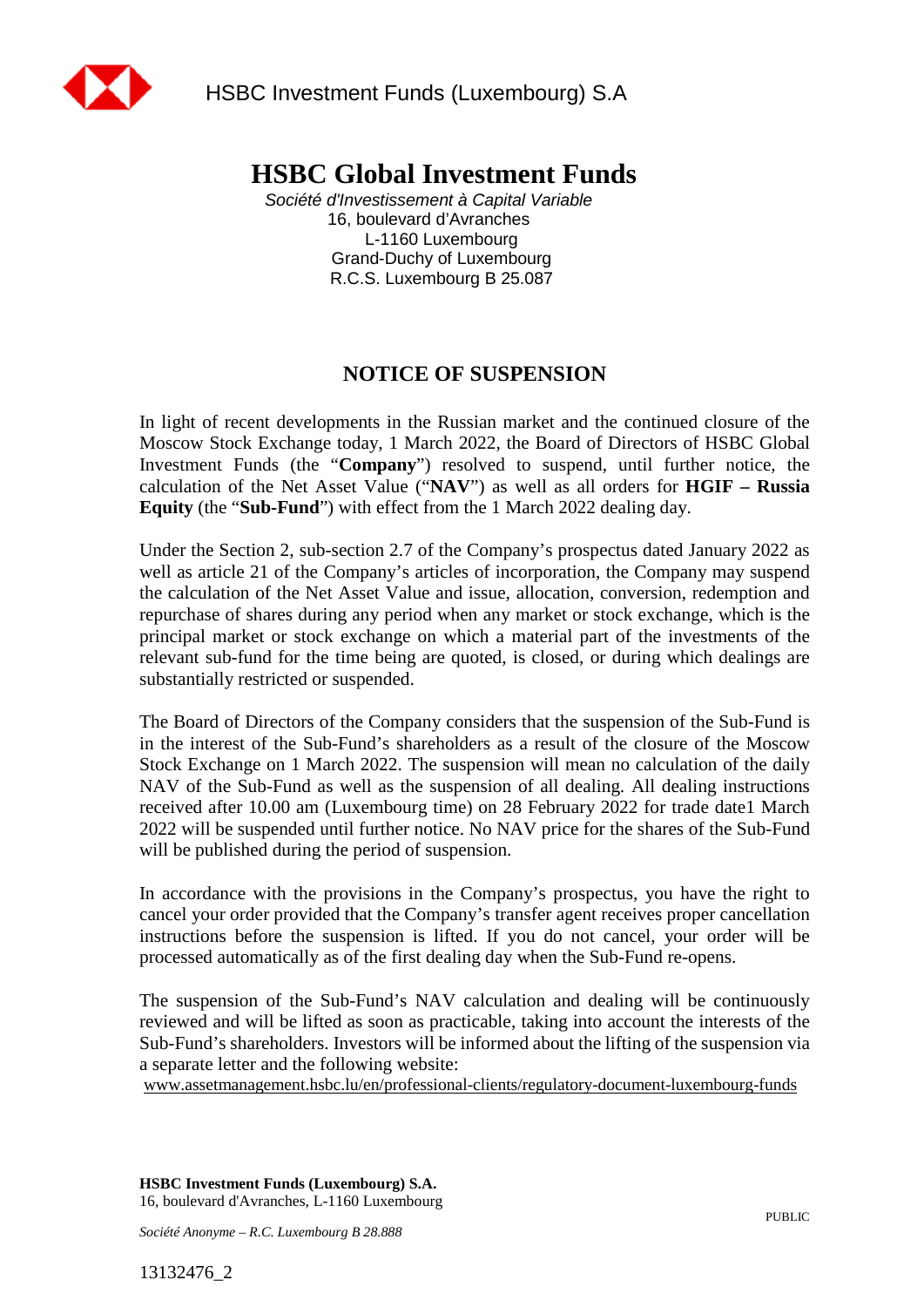HSBC Investment Funds (Luxembourg) S.A

# HSBC Global Investment Funds

*Société d'Investissement à Capital Variable*
16, boulevard d'Avranches
L-1160 Luxembourg
Grand-Duchy of Luxembourg
R.C.S. Luxembourg B 25.087

## NOTICE OF SUSPENSION

In light of recent developments in the Russian market and the continued closure of the Moscow Stock Exchange today, 1 March 2022, the Board of Directors of HSBC Global Investment Funds (the "**Company**") resolved to suspend, until further notice, the calculation of the Net Asset Value ("**NAV**") as well as all orders for **HGIF – Russia Equity** (the "**Sub-Fund**") with effect from the 1 March 2022 dealing day.

Under the Section 2, sub-section 2.7 of the Company's prospectus dated January 2022 as well as article 21 of the Company's articles of incorporation, the Company may suspend the calculation of the Net Asset Value and issue, allocation, conversion, redemption and repurchase of shares during any period when any market or stock exchange, which is the principal market or stock exchange on which a material part of the investments of the relevant sub-fund for the time being are quoted, is closed, or during which dealings are substantially restricted or suspended.

The Board of Directors of the Company considers that the suspension of the Sub-Fund is in the interest of the Sub-Fund's shareholders as a result of the closure of the Moscow Stock Exchange on 1 March 2022. The suspension will mean no calculation of the daily NAV of the Sub-Fund as well as the suspension of all dealing. All dealing instructions received after 10.00 am (Luxembourg time) on 28 February 2022 for trade date1 March 2022 will be suspended until further notice. No NAV price for the shares of the Sub-Fund will be published during the period of suspension.

In accordance with the provisions in the Company's prospectus, you have the right to cancel your order provided that the Company's transfer agent receives proper cancellation instructions before the suspension is lifted. If you do not cancel, your order will be processed automatically as of the first dealing day when the Sub-Fund re-opens.

The suspension of the Sub-Fund's NAV calculation and dealing will be continuously reviewed and will be lifted as soon as practicable, taking into account the interests of the Sub-Fund's shareholders. Investors will be informed about the lifting of the suspension via a separate letter and the following website:
www.assetmanagement.hsbc.lu/en/professional-clients/regulatory-document-luxembourg-funds

**HSBC Investment Funds (Luxembourg) S.A.**
16, boulevard d'Avranches, L-1160 Luxembourg

*Société Anonyme – R.C. Luxembourg B 28.888*

PUBLIC

13132476_2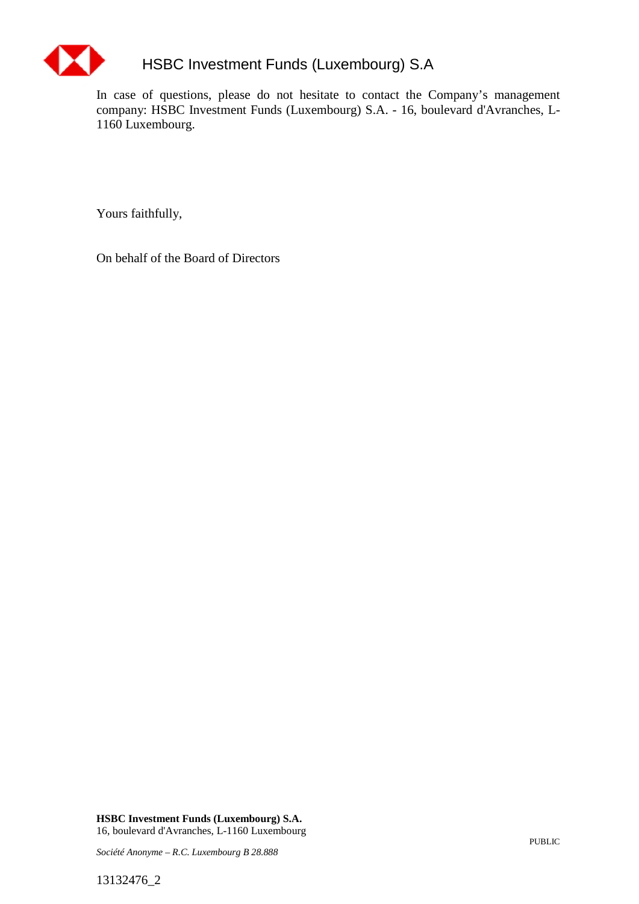In case of questions, please do not hesitate to contact the Company's management company: HSBC Investment Funds (Luxembourg) S.A. - 16, boulevard d'Avranches, L-1160 Luxembourg.

Yours faithfully,

On behalf of the Board of Directors